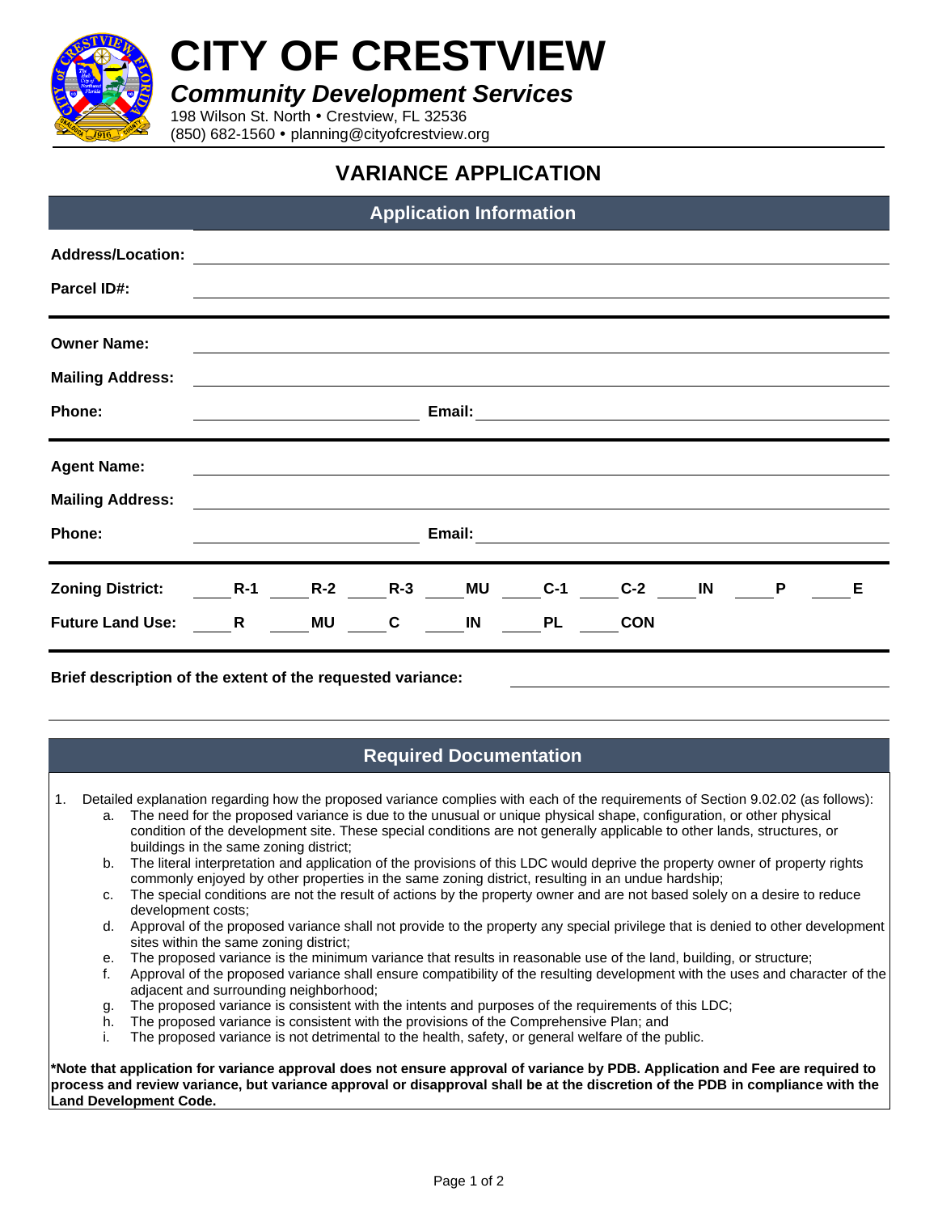# CITY OF CRESTVIEW

***Community Development Services***

198 Wilson St. North • Crestview, FL 32536
(850) 682-1560 • planning@cityofcrestview.org

## VARIANCE APPLICATION

### Application Information

**Address/Location:** ______________________________

**Parcel ID#:** ______________________________

**Owner Name:** ______________________________

**Mailing Address:** ______________________________

**Phone:** ______________ **Email:** ______________

**Agent Name:** ______________________________

**Mailing Address:** ______________________________

**Phone:** ______________ **Email:** ______________

**Zoning District:** ____ **R-1** ____ **R-2** ____ **R-3** ____ **MU** ____ **C-1** ____ **C-2** ____ **IN** ____ **P** ____ **E**

**Future Land Use:** ____ **R** ____ **MU** ____ **C** ____ **IN** ____ **PL** ____ **CON**

**Brief description of the extent of the requested variance:** ______________________________

### Required Documentation

1. Detailed explanation regarding how the proposed variance complies with each of the requirements of Section 9.02.02 (as follows):
   a. The need for the proposed variance is due to the unusual or unique physical shape, configuration, or other physical condition of the development site. These special conditions are not generally applicable to other lands, structures, or buildings in the same zoning district;
   b. The literal interpretation and application of the provisions of this LDC would deprive the property owner of property rights commonly enjoyed by other properties in the same zoning district, resulting in an undue hardship;
   c. The special conditions are not the result of actions by the property owner and are not based solely on a desire to reduce development costs;
   d. Approval of the proposed variance shall not provide to the property any special privilege that is denied to other development sites within the same zoning district;
   e. The proposed variance is the minimum variance that results in reasonable use of the land, building, or structure;
   f. Approval of the proposed variance shall ensure compatibility of the resulting development with the uses and character of the adjacent and surrounding neighborhood;
   g. The proposed variance is consistent with the intents and purposes of the requirements of this LDC;
   h. The proposed variance is consistent with the provisions of the Comprehensive Plan; and
   i. The proposed variance is not detrimental to the health, safety, or general welfare of the public.

**\*Note that application for variance approval does not ensure approval of variance by PDB. Application and Fee are required to process and review variance, but variance approval or disapproval shall be at the discretion of the PDB in compliance with the Land Development Code.**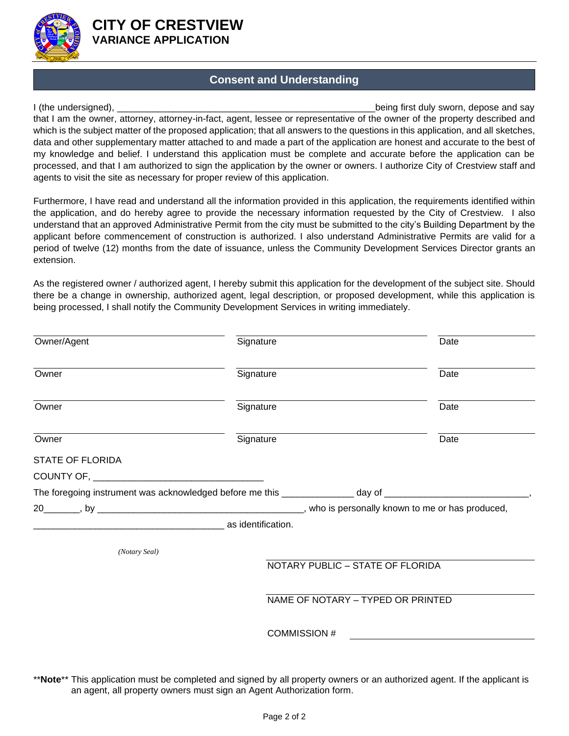# CITY OF CRESTVIEW
## VARIANCE APPLICATION

## Consent and Understanding

I (the undersigned), ____________________________________________________being first duly sworn, depose and say that I am the owner, attorney, attorney-in-fact, agent, lessee or representative of the owner of the property described and which is the subject matter of the proposed application; that all answers to the questions in this application, and all sketches, data and other supplementary matter attached to and made a part of the application are honest and accurate to the best of my knowledge and belief. I understand this application must be complete and accurate before the application can be processed, and that I am authorized to sign the application by the owner or owners. I authorize City of Crestview staff and agents to visit the site as necessary for proper review of this application.

Furthermore, I have read and understand all the information provided in this application, the requirements identified within the application, and do hereby agree to provide the necessary information requested by the City of Crestview. I also understand that an approved Administrative Permit from the city must be submitted to the city's Building Department by the applicant before commencement of construction is authorized. I also understand Administrative Permits are valid for a period of twelve (12) months from the date of issuance, unless the Community Development Services Director grants an extension.

As the registered owner / authorized agent, I hereby submit this application for the development of the subject site. Should there be a change in ownership, authorized agent, legal description, or proposed development, while this application is being processed, I shall notify the Community Development Services in writing immediately.

| | | |
|---|---|---|
| Owner/Agent | Signature | Date |
| Owner | Signature | Date |
| Owner | Signature | Date |
| Owner | Signature | Date |

STATE OF FLORIDA

COUNTY OF, ________________________________

The foregoing instrument was acknowledged before me this ______________ day of ___________________________,

20_______, by _______________________________________, who is personally known to me or has produced,

_____________________________________ as identification.

*(Notary Seal)*

______________________________
NOTARY PUBLIC – STATE OF FLORIDA

______________________________
NAME OF NOTARY – TYPED OR PRINTED

COMMISSION # ______________________________

\*\***Note**\*\* This application must be completed and signed by all property owners or an authorized agent. If the applicant is an agent, all property owners must sign an Agent Authorization form.